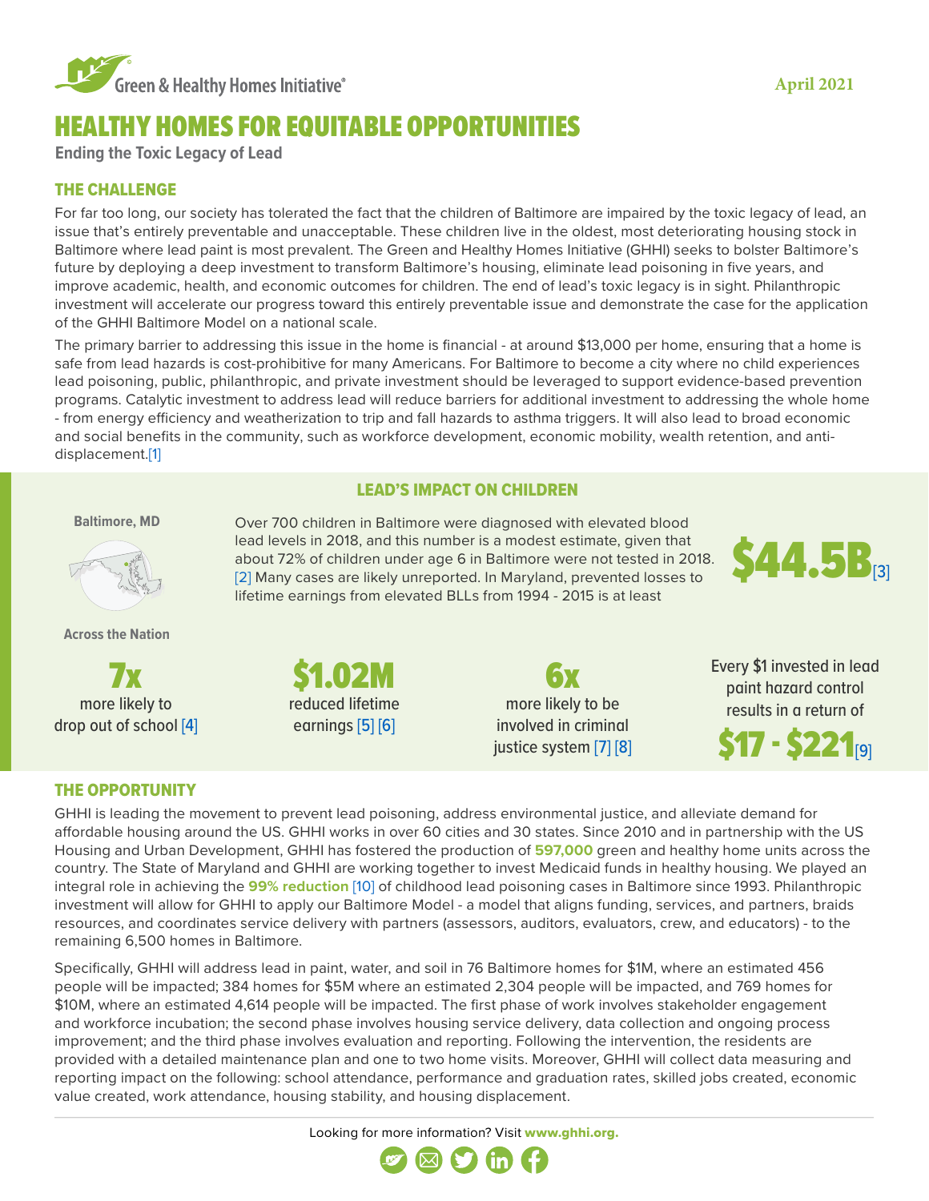Green & Healthy Homes Initiative®

April 2021

# HEALTHY HOMES FOR EQUITABLE OPPORTUNITIES

**Ending the Toxic Legacy of Lead**

## THE CHALLENGE

For far too long, our society has tolerated the fact that the children of Baltimore are impaired by the toxic legacy of lead, an issue that's entirely preventable and unacceptable. These children live in the oldest, most deteriorating housing stock in Baltimore where lead paint is most prevalent. The Green and Healthy Homes Initiative (GHHI) seeks to bolster Baltimore's future by deploying a deep investment to transform Baltimore's housing, eliminate lead poisoning in five years, and improve academic, health, and economic outcomes for children. The end of lead's toxic legacy is in sight. Philanthropic investment will accelerate our progress toward this entirely preventable issue and demonstrate the case for the application of the GHHI Baltimore Model on a national scale.

The primary barrier to addressing this issue in the home is financial - at around $13,000 per home, ensuring that a home is safe from lead hazards is cost-prohibitive for many Americans. For Baltimore to become a city where no child experiences lead poisoning, public, philanthropic, and private investment should be leveraged to support evidence-based prevention programs. Catalytic investment to address lead will reduce barriers for additional investment to addressing the whole home - from energy efficiency and weatherization to trip and fall hazards to asthma triggers. It will also lead to broad economic and social benefits in the community, such as workforce development, economic mobility, wealth retention, and anti-displacement.[1]

## LEAD'S IMPACT ON CHILDREN

**Baltimore, MD**

Over 700 children in Baltimore were diagnosed with elevated blood lead levels in 2018, and this number is a modest estimate, given that about 72% of children under age 6 in Baltimore were not tested in 2018. [2] Many cases are likely unreported. In Maryland, prevented losses to lifetime earnings from elevated BLLs from 1994 - 2015 is at least **$44.5B**[3]

**Across the Nation**

- **7x** more likely to drop out of school [4]
- **$1.02M** reduced lifetime earnings [5] [6]
- **6x** more likely to be involved in criminal justice system [7] [8]
- Every $1 invested in lead paint hazard control results in a return of **$17 - $221**[9]

## THE OPPORTUNITY

GHHI is leading the movement to prevent lead poisoning, address environmental justice, and alleviate demand for affordable housing around the US. GHHI works in over 60 cities and 30 states. Since 2010 and in partnership with the US Housing and Urban Development, GHHI has fostered the production of **597,000** green and healthy home units across the country. The State of Maryland and GHHI are working together to invest Medicaid funds in healthy housing. We played an integral role in achieving the **99% reduction** [10] of childhood lead poisoning cases in Baltimore since 1993. Philanthropic investment will allow for GHHI to apply our Baltimore Model - a model that aligns funding, services, and partners, braids resources, and coordinates service delivery with partners (assessors, auditors, evaluators, crew, and educators) - to the remaining 6,500 homes in Baltimore.

Specifically, GHHI will address lead in paint, water, and soil in 76 Baltimore homes for $1M, where an estimated 456 people will be impacted; 384 homes for $5M where an estimated 2,304 people will be impacted, and 769 homes for $10M, where an estimated 4,614 people will be impacted. The first phase of work involves stakeholder engagement and workforce incubation; the second phase involves housing service delivery, data collection and ongoing process improvement; and the third phase involves evaluation and reporting. Following the intervention, the residents are provided with a detailed maintenance plan and one to two home visits. Moreover, GHHI will collect data measuring and reporting impact on the following: school attendance, performance and graduation rates, skilled jobs created, economic value created, work attendance, housing stability, and housing displacement.

Looking for more information? Visit **www.ghhi.org.**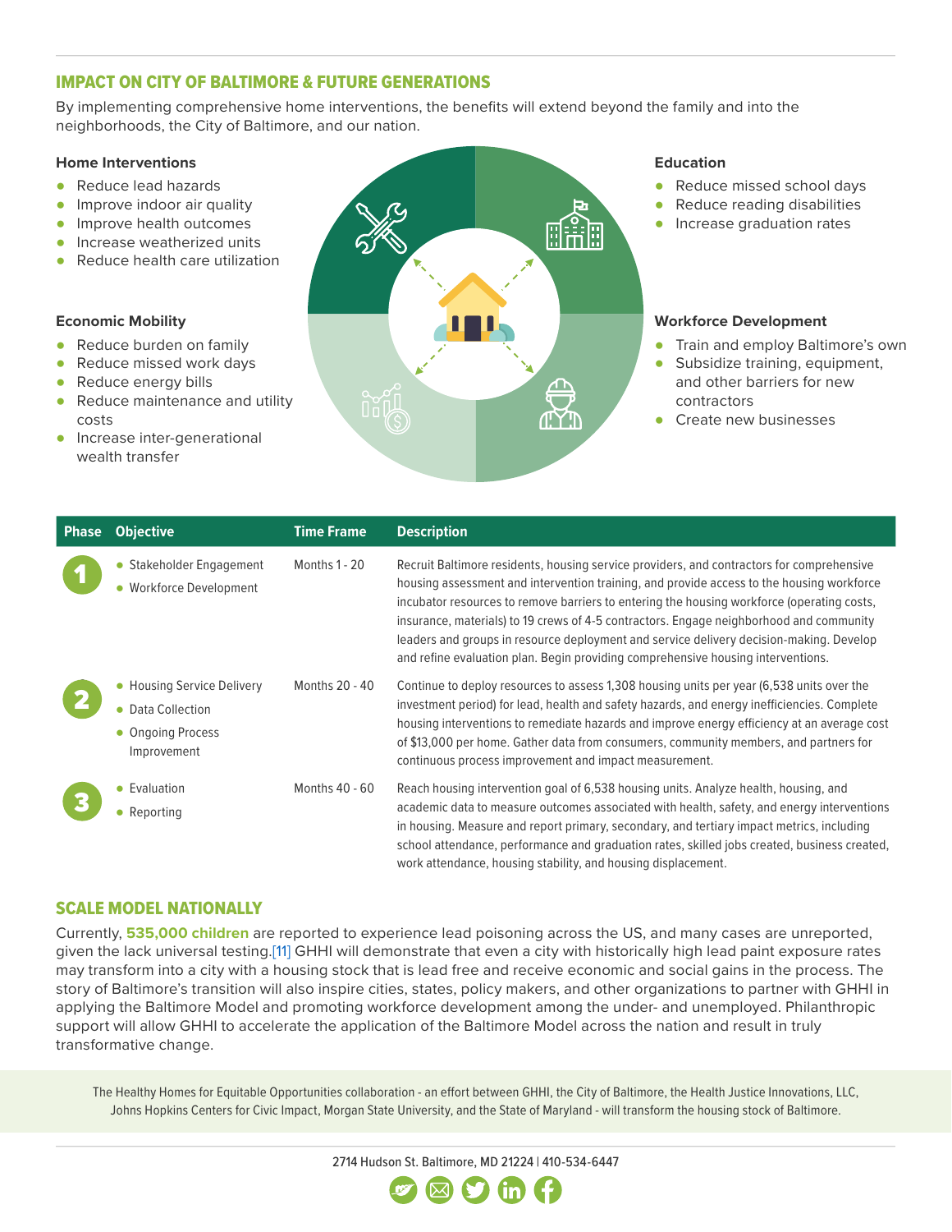## IMPACT ON CITY OF BALTIMORE & FUTURE GENERATIONS

By implementing comprehensive home interventions, the benefits will extend beyond the family and into the neighborhoods, the City of Baltimore, and our nation.

### Home Interventions

- Reduce lead hazards
- Improve indoor air quality
- Improve health outcomes
- Increase weatherized units
- Reduce health care utilization

### Education

- Reduce missed school days
- Reduce reading disabilities
- Increase graduation rates

### Economic Mobility

- Reduce burden on family
- Reduce missed work days
- Reduce energy bills
- Reduce maintenance and utility costs
- Increase inter-generational wealth transfer

### Workforce Development

- Train and employ Baltimore's own
- Subsidize training, equipment, and other barriers for new contractors
- Create new businesses

| Phase | Objective | Time Frame | Description |
|---|---|---|---|
| 1 | • Stakeholder Engagement<br>• Workforce Development | Months 1 - 20 | Recruit Baltimore residents, housing service providers, and contractors for comprehensive housing assessment and intervention training, and provide access to the housing workforce incubator resources to remove barriers to entering the housing workforce (operating costs, insurance, materials) to 19 crews of 4-5 contractors. Engage neighborhood and community leaders and groups in resource deployment and service delivery decision-making. Develop and refine evaluation plan. Begin providing comprehensive housing interventions. |
| 2 | • Housing Service Delivery<br>• Data Collection<br>• Ongoing Process Improvement | Months 20 - 40 | Continue to deploy resources to assess 1,308 housing units per year (6,538 units over the investment period) for lead, health and safety hazards, and energy inefficiencies. Complete housing interventions to remediate hazards and improve energy efficiency at an average cost of $13,000 per home. Gather data from consumers, community members, and partners for continuous process improvement and impact measurement. |
| 3 | • Evaluation<br>• Reporting | Months 40 - 60 | Reach housing intervention goal of 6,538 housing units. Analyze health, housing, and academic data to measure outcomes associated with health, safety, and energy interventions in housing. Measure and report primary, secondary, and tertiary impact metrics, including school attendance, performance and graduation rates, skilled jobs created, business created, work attendance, housing stability, and housing displacement. |

## SCALE MODEL NATIONALLY

Currently, **535,000 children** are reported to experience lead poisoning across the US, and many cases are unreported, given the lack universal testing.[11] GHHI will demonstrate that even a city with historically high lead paint exposure rates may transform into a city with a housing stock that is lead free and receive economic and social gains in the process. The story of Baltimore's transition will also inspire cities, states, policy makers, and other organizations to partner with GHHI in applying the Baltimore Model and promoting workforce development among the under- and unemployed. Philanthropic support will allow GHHI to accelerate the application of the Baltimore Model across the nation and result in truly transformative change.

The Healthy Homes for Equitable Opportunities collaboration - an effort between GHHI, the City of Baltimore, the Health Justice Innovations, LLC, Johns Hopkins Centers for Civic Impact, Morgan State University, and the State of Maryland - will transform the housing stock of Baltimore.

2714 Hudson St. Baltimore, MD 21224 | 410-534-6447